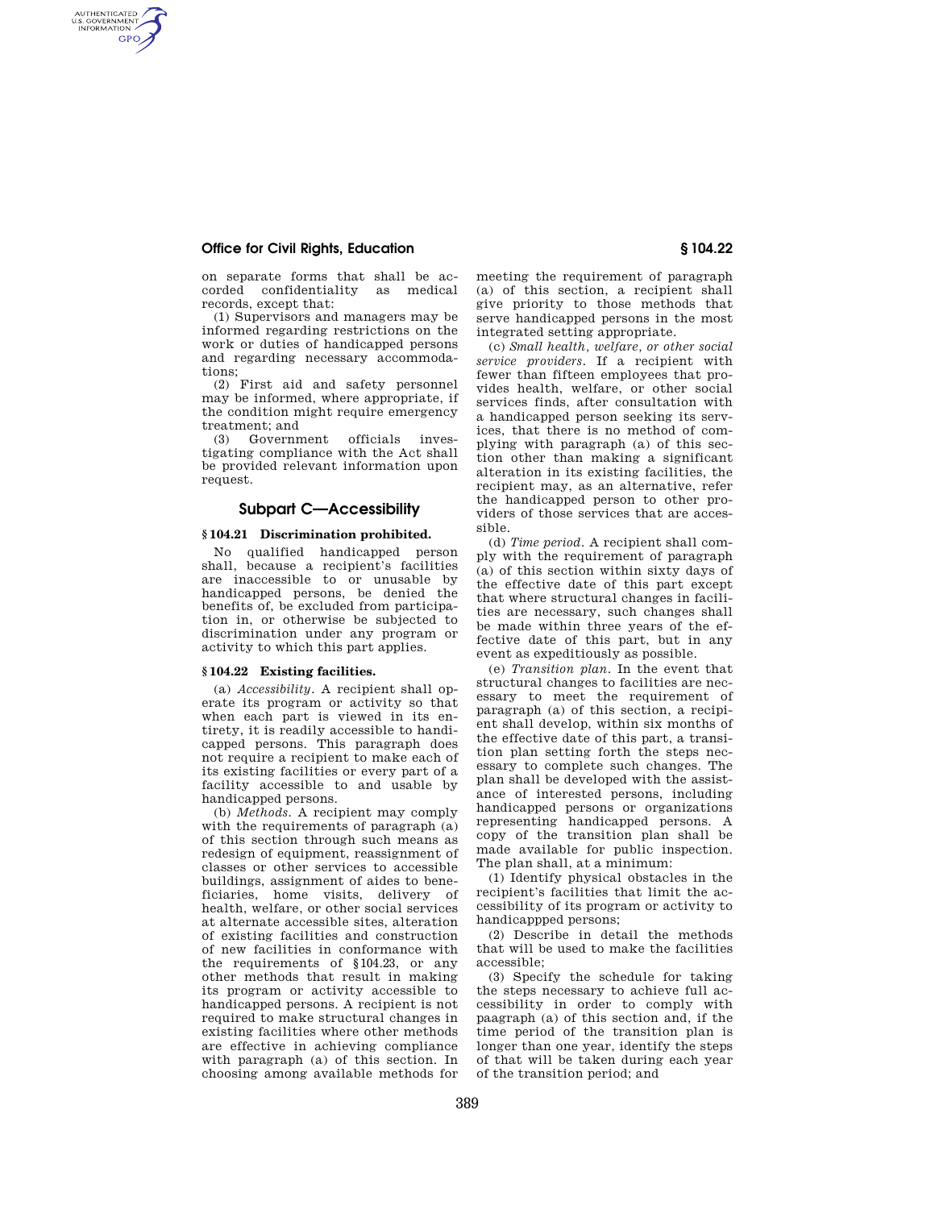on separate forms that shall be accorded confidentiality as medical records, except that:

(1) Supervisors and managers may be informed regarding restrictions on the work or duties of handicapped persons and regarding necessary accommodations;

(2) First aid and safety personnel may be informed, where appropriate, if the condition might require emergency treatment; and

(3) Government officials investigating compliance with the Act shall be provided relevant information upon request.

## Subpart C—Accessibility

### § 104.21 Discrimination prohibited.

No qualified handicapped person shall, because a recipient's facilities are inaccessible to or unusable by handicapped persons, be denied the benefits of, be excluded from participation in, or otherwise be subjected to discrimination under any program or activity to which this part applies.

### § 104.22 Existing facilities.

(a) *Accessibility.* A recipient shall operate its program or activity so that when each part is viewed in its entirety, it is readily accessible to handicapped persons. This paragraph does not require a recipient to make each of its existing facilities or every part of a facility accessible to and usable by handicapped persons.

(b) *Methods.* A recipient may comply with the requirements of paragraph (a) of this section through such means as redesign of equipment, reassignment of classes or other services to accessible buildings, assignment of aides to beneficiaries, home visits, delivery of health, welfare, or other social services at alternate accessible sites, alteration of existing facilities and construction of new facilities in conformance with the requirements of §104.23, or any other methods that result in making its program or activity accessible to handicapped persons. A recipient is not required to make structural changes in existing facilities where other methods are effective in achieving compliance with paragraph (a) of this section. In choosing among available methods for meeting the requirement of paragraph (a) of this section, a recipient shall give priority to those methods that serve handicapped persons in the most integrated setting appropriate.

(c) *Small health, welfare, or other social service providers.* If a recipient with fewer than fifteen employees that provides health, welfare, or other social services finds, after consultation with a handicapped person seeking its services, that there is no method of complying with paragraph (a) of this section other than making a significant alteration in its existing facilities, the recipient may, as an alternative, refer the handicapped person to other providers of those services that are accessible.

(d) *Time period.* A recipient shall comply with the requirement of paragraph (a) of this section within sixty days of the effective date of this part except that where structural changes in facilities are necessary, such changes shall be made within three years of the effective date of this part, but in any event as expeditiously as possible.

(e) *Transition plan.* In the event that structural changes to facilities are necessary to meet the requirement of paragraph (a) of this section, a recipient shall develop, within six months of the effective date of this part, a transition plan setting forth the steps necessary to complete such changes. The plan shall be developed with the assistance of interested persons, including handicapped persons or organizations representing handicapped persons. A copy of the transition plan shall be made available for public inspection. The plan shall, at a minimum:

(1) Identify physical obstacles in the recipient's facilities that limit the accessibility of its program or activity to handicappped persons;

(2) Describe in detail the methods that will be used to make the facilities accessible;

(3) Specify the schedule for taking the steps necessary to achieve full accessibility in order to comply with paagraph (a) of this section and, if the time period of the transition plan is longer than one year, identify the steps of that will be taken during each year of the transition period; and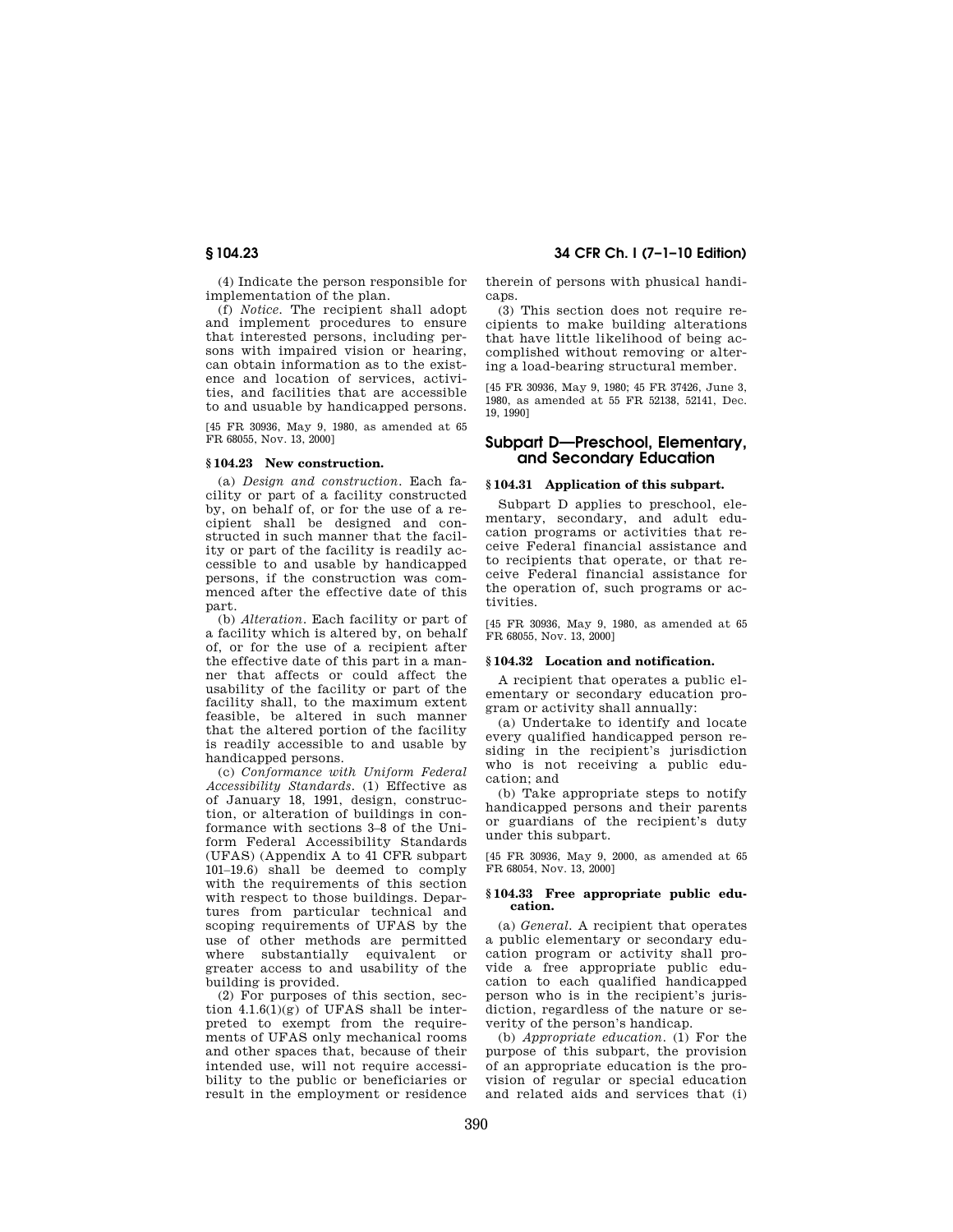(4) Indicate the person responsible for implementation of the plan.

(f) *Notice.* The recipient shall adopt and implement procedures to ensure that interested persons, including persons with impaired vision or hearing, can obtain information as to the existence and location of services, activities, and facilities that are accessible to and usable by handicapped persons.

[45 FR 30936, May 9, 1980, as amended at 65 FR 68055, Nov. 13, 2000]

### § 104.23 New construction.

(a) *Design and construction.* Each facility or part of a facility constructed by, on behalf of, or for the use of a recipient shall be designed and constructed in such manner that the facility or part of the facility is readily accessible to and usable by handicapped persons, if the construction was commenced after the effective date of this part.

(b) *Alteration.* Each facility or part of a facility which is altered by, on behalf of, or for the use of a recipient after the effective date of this part in a manner that affects or could affect the usability of the facility or part of the facility shall, to the maximum extent feasible, be altered in such manner that the altered portion of the facility is readily accessible to and usable by handicapped persons.

(c) *Conformance with Uniform Federal Accessibility Standards.* (1) Effective as of January 18, 1991, design, construction, or alteration of buildings in conformance with sections 3–8 of the Uniform Federal Accessibility Standards (UFAS) (Appendix A to 41 CFR subpart 101–19.6) shall be deemed to comply with the requirements of this section with respect to those buildings. Departures from particular technical and scoping requirements of UFAS by the use of other methods are permitted where substantially equivalent or greater access to and usability of the building is provided.

(2) For purposes of this section, section 4.1.6(1)(g) of UFAS shall be interpreted to exempt from the requirements of UFAS only mechanical rooms and other spaces that, because of their intended use, will not require accessibility to the public or beneficiaries or result in the employment or residence therein of persons with phusical handicaps.

(3) This section does not require recipients to make building alterations that have little likelihood of being accomplished without removing or altering a load-bearing structural member.

[45 FR 30936, May 9, 1980; 45 FR 37426, June 3, 1980, as amended at 55 FR 52138, 52141, Dec. 19, 1990]

## Subpart D—Preschool, Elementary, and Secondary Education

### § 104.31 Application of this subpart.

Subpart D applies to preschool, elementary, secondary, and adult education programs or activities that receive Federal financial assistance and to recipients that operate, or that receive Federal financial assistance for the operation of, such programs or activities.

[45 FR 30936, May 9, 1980, as amended at 65 FR 68055, Nov. 13, 2000]

### § 104.32 Location and notification.

A recipient that operates a public elementary or secondary education program or activity shall annually:

(a) Undertake to identify and locate every qualified handicapped person residing in the recipient's jurisdiction who is not receiving a public education; and

(b) Take appropriate steps to notify handicapped persons and their parents or guardians of the recipient's duty under this subpart.

[45 FR 30936, May 9, 2000, as amended at 65 FR 68054, Nov. 13, 2000]

### § 104.33 Free appropriate public education.

(a) *General.* A recipient that operates a public elementary or secondary education program or activity shall provide a free appropriate public education to each qualified handicapped person who is in the recipient's jurisdiction, regardless of the nature or severity of the person's handicap.

(b) *Appropriate education.* (1) For the purpose of this subpart, the provision of an appropriate education is the provision of regular or special education and related aids and services that (i)